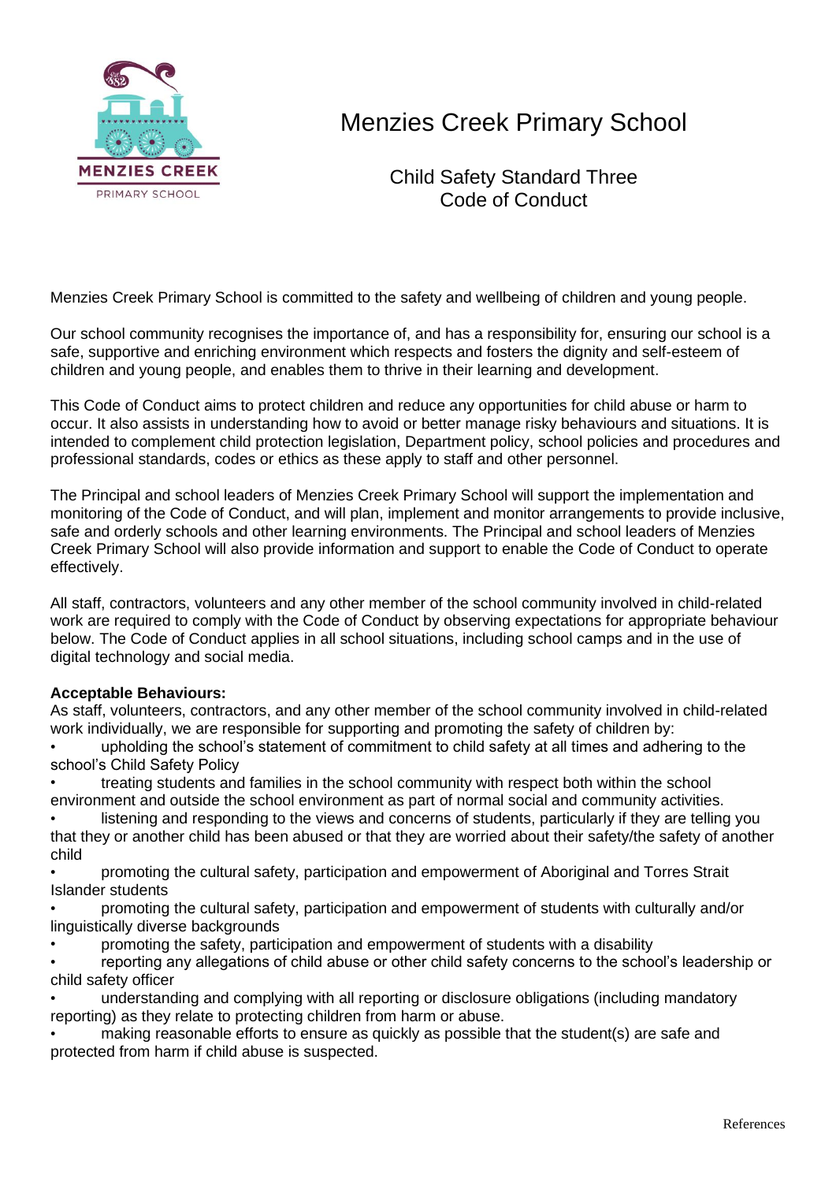# Menzies Creek Primary School

## Child Safety Standard Three
## Code of Conduct

Menzies Creek Primary School is committed to the safety and wellbeing of children and young people.

Our school community recognises the importance of, and has a responsibility for, ensuring our school is a safe, supportive and enriching environment which respects and fosters the dignity and self-esteem of children and young people, and enables them to thrive in their learning and development.

This Code of Conduct aims to protect children and reduce any opportunities for child abuse or harm to occur. It also assists in understanding how to avoid or better manage risky behaviours and situations. It is intended to complement child protection legislation, Department policy, school policies and procedures and professional standards, codes or ethics as these apply to staff and other personnel.

The Principal and school leaders of Menzies Creek Primary School will support the implementation and monitoring of the Code of Conduct, and will plan, implement and monitor arrangements to provide inclusive, safe and orderly schools and other learning environments. The Principal and school leaders of Menzies Creek Primary School will also provide information and support to enable the Code of Conduct to operate effectively.

All staff, contractors, volunteers and any other member of the school community involved in child-related work are required to comply with the Code of Conduct by observing expectations for appropriate behaviour below. The Code of Conduct applies in all school situations, including school camps and in the use of digital technology and social media.

**Acceptable Behaviours:**

As staff, volunteers, contractors, and any other member of the school community involved in child-related work individually, we are responsible for supporting and promoting the safety of children by:

- upholding the school's statement of commitment to child safety at all times and adhering to the school's Child Safety Policy
- treating students and families in the school community with respect both within the school environment and outside the school environment as part of normal social and community activities.
- listening and responding to the views and concerns of students, particularly if they are telling you that they or another child has been abused or that they are worried about their safety/the safety of another child
- promoting the cultural safety, participation and empowerment of Aboriginal and Torres Strait Islander students
- promoting the cultural safety, participation and empowerment of students with culturally and/or linguistically diverse backgrounds
- promoting the safety, participation and empowerment of students with a disability
- reporting any allegations of child abuse or other child safety concerns to the school's leadership or child safety officer
- understanding and complying with all reporting or disclosure obligations (including mandatory reporting) as they relate to protecting children from harm or abuse.
- making reasonable efforts to ensure as quickly as possible that the student(s) are safe and protected from harm if child abuse is suspected.

References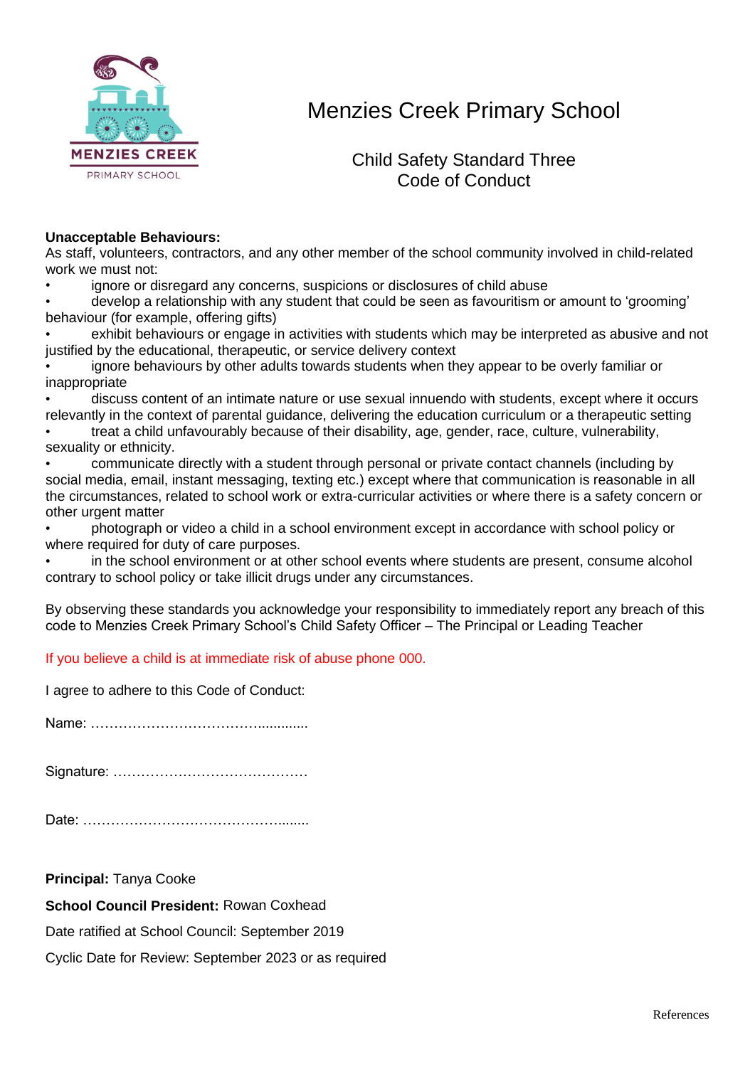# Menzies Creek Primary School

## Child Safety Standard Three
## Code of Conduct

**Unacceptable Behaviours:**

As staff, volunteers, contractors, and any other member of the school community involved in child-related work we must not:

- ignore or disregard any concerns, suspicions or disclosures of child abuse
- develop a relationship with any student that could be seen as favouritism or amount to 'grooming' behaviour (for example, offering gifts)
- exhibit behaviours or engage in activities with students which may be interpreted as abusive and not justified by the educational, therapeutic, or service delivery context
- ignore behaviours by other adults towards students when they appear to be overly familiar or inappropriate
- discuss content of an intimate nature or use sexual innuendo with students, except where it occurs relevantly in the context of parental guidance, delivering the education curriculum or a therapeutic setting
- treat a child unfavourably because of their disability, age, gender, race, culture, vulnerability, sexuality or ethnicity.
- communicate directly with a student through personal or private contact channels (including by social media, email, instant messaging, texting etc.) except where that communication is reasonable in all the circumstances, related to school work or extra-curricular activities or where there is a safety concern or other urgent matter
- photograph or video a child in a school environment except in accordance with school policy or where required for duty of care purposes.
- in the school environment or at other school events where students are present, consume alcohol contrary to school policy or take illicit drugs under any circumstances.

By observing these standards you acknowledge your responsibility to immediately report any breach of this code to Menzies Creek Primary School's Child Safety Officer – The Principal or Leading Teacher

If you believe a child is at immediate risk of abuse phone 000.

I agree to adhere to this Code of Conduct:

Name: …………………………………............

Signature: ……………………………………

Date: ……………………………………….......

**Principal:** Tanya Cooke

**School Council President:** Rowan Coxhead

Date ratified at School Council: September 2019

Cyclic Date for Review: September 2023 or as required

References